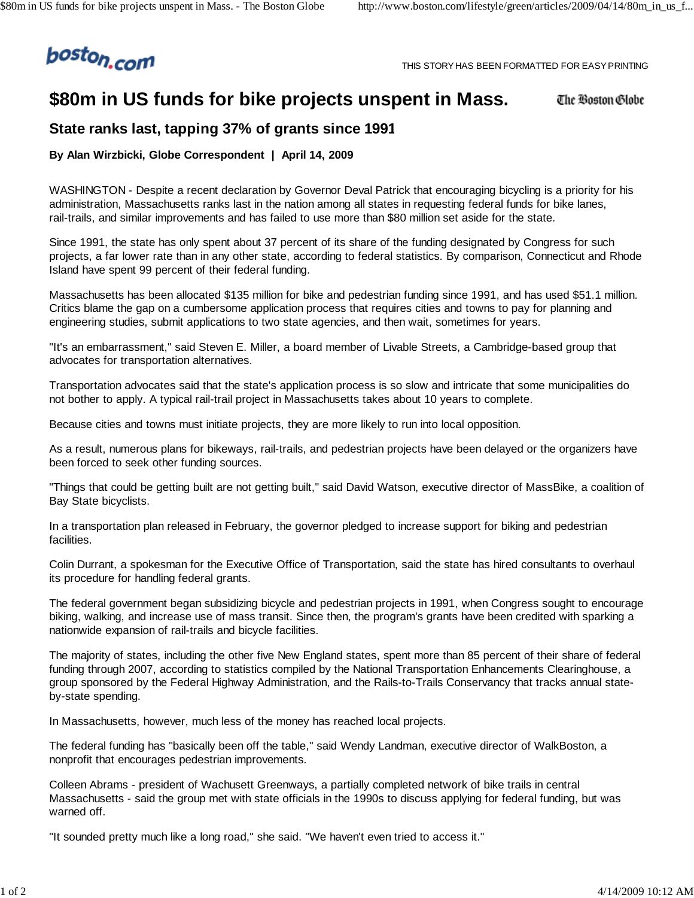boston.com

THIS STORY HAS BEEN FORMATTED FOR EASY PRINTING

# $80m in US funds for bike projects unspent in Mass.

The Boston Globe

## State ranks last, tapping 37% of grants since 1991

**By Alan Wirzbicki, Globe Correspondent | April 14, 2009**

WASHINGTON - Despite a recent declaration by Governor Deval Patrick that encouraging bicycling is a priority for his administration, Massachusetts ranks last in the nation among all states in requesting federal funds for bike lanes, rail-trails, and similar improvements and has failed to use more than $80 million set aside for the state.

Since 1991, the state has only spent about 37 percent of its share of the funding designated by Congress for such projects, a far lower rate than in any other state, according to federal statistics. By comparison, Connecticut and Rhode Island have spent 99 percent of their federal funding.

Massachusetts has been allocated $135 million for bike and pedestrian funding since 1991, and has used $51.1 million. Critics blame the gap on a cumbersome application process that requires cities and towns to pay for planning and engineering studies, submit applications to two state agencies, and then wait, sometimes for years.

"It's an embarrassment," said Steven E. Miller, a board member of Livable Streets, a Cambridge-based group that advocates for transportation alternatives.

Transportation advocates said that the state's application process is so slow and intricate that some municipalities do not bother to apply. A typical rail-trail project in Massachusetts takes about 10 years to complete.

Because cities and towns must initiate projects, they are more likely to run into local opposition.

As a result, numerous plans for bikeways, rail-trails, and pedestrian projects have been delayed or the organizers have been forced to seek other funding sources.

"Things that could be getting built are not getting built," said David Watson, executive director of MassBike, a coalition of Bay State bicyclists.

In a transportation plan released in February, the governor pledged to increase support for biking and pedestrian facilities.

Colin Durrant, a spokesman for the Executive Office of Transportation, said the state has hired consultants to overhaul its procedure for handling federal grants.

The federal government began subsidizing bicycle and pedestrian projects in 1991, when Congress sought to encourage biking, walking, and increase use of mass transit. Since then, the program's grants have been credited with sparking a nationwide expansion of rail-trails and bicycle facilities.

The majority of states, including the other five New England states, spent more than 85 percent of their share of federal funding through 2007, according to statistics compiled by the National Transportation Enhancements Clearinghouse, a group sponsored by the Federal Highway Administration, and the Rails-to-Trails Conservancy that tracks annual state-by-state spending.

In Massachusetts, however, much less of the money has reached local projects.

The federal funding has "basically been off the table," said Wendy Landman, executive director of WalkBoston, a nonprofit that encourages pedestrian improvements.

Colleen Abrams - president of Wachusett Greenways, a partially completed network of bike trails in central Massachusetts - said the group met with state officials in the 1990s to discuss applying for federal funding, but was warned off.

"It sounded pretty much like a long road," she said. "We haven't even tried to access it."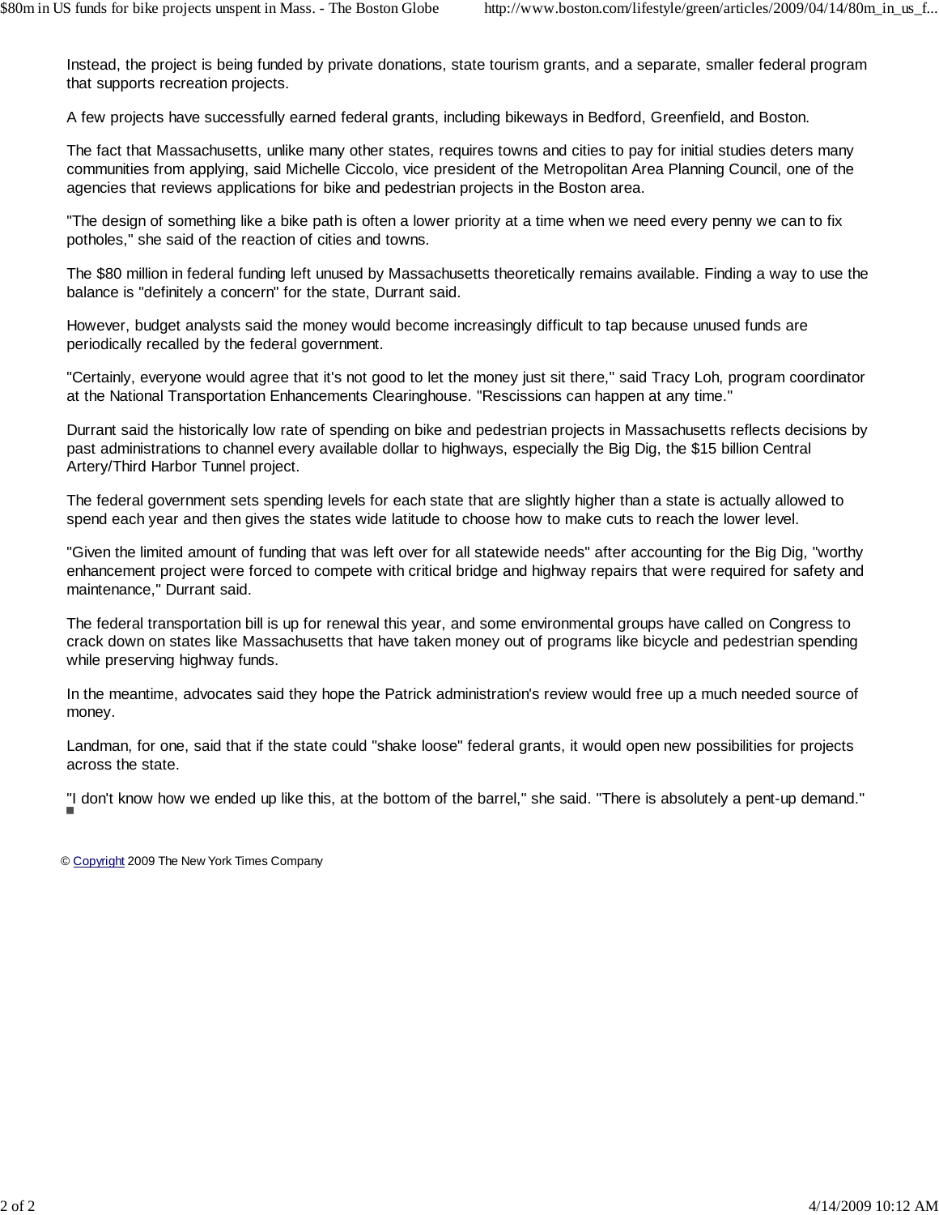Instead, the project is being funded by private donations, state tourism grants, and a separate, smaller federal program that supports recreation projects.

A few projects have successfully earned federal grants, including bikeways in Bedford, Greenfield, and Boston.

The fact that Massachusetts, unlike many other states, requires towns and cities to pay for initial studies deters many communities from applying, said Michelle Ciccolo, vice president of the Metropolitan Area Planning Council, one of the agencies that reviews applications for bike and pedestrian projects in the Boston area.

"The design of something like a bike path is often a lower priority at a time when we need every penny we can to fix potholes," she said of the reaction of cities and towns.

The $80 million in federal funding left unused by Massachusetts theoretically remains available. Finding a way to use the balance is "definitely a concern" for the state, Durrant said.

However, budget analysts said the money would become increasingly difficult to tap because unused funds are periodically recalled by the federal government.

"Certainly, everyone would agree that it's not good to let the money just sit there," said Tracy Loh, program coordinator at the National Transportation Enhancements Clearinghouse. "Rescissions can happen at any time."

Durrant said the historically low rate of spending on bike and pedestrian projects in Massachusetts reflects decisions by past administrations to channel every available dollar to highways, especially the Big Dig, the $15 billion Central Artery/Third Harbor Tunnel project.

The federal government sets spending levels for each state that are slightly higher than a state is actually allowed to spend each year and then gives the states wide latitude to choose how to make cuts to reach the lower level.

"Given the limited amount of funding that was left over for all statewide needs" after accounting for the Big Dig, "worthy enhancement project were forced to compete with critical bridge and highway repairs that were required for safety and maintenance," Durrant said.

The federal transportation bill is up for renewal this year, and some environmental groups have called on Congress to crack down on states like Massachusetts that have taken money out of programs like bicycle and pedestrian spending while preserving highway funds.

In the meantime, advocates said they hope the Patrick administration's review would free up a much needed source of money.

Landman, for one, said that if the state could "shake loose" federal grants, it would open new possibilities for projects across the state.

"I don't know how we ended up like this, at the bottom of the barrel," she said. "There is absolutely a pent-up demand." ■

© Copyright 2009 The New York Times Company